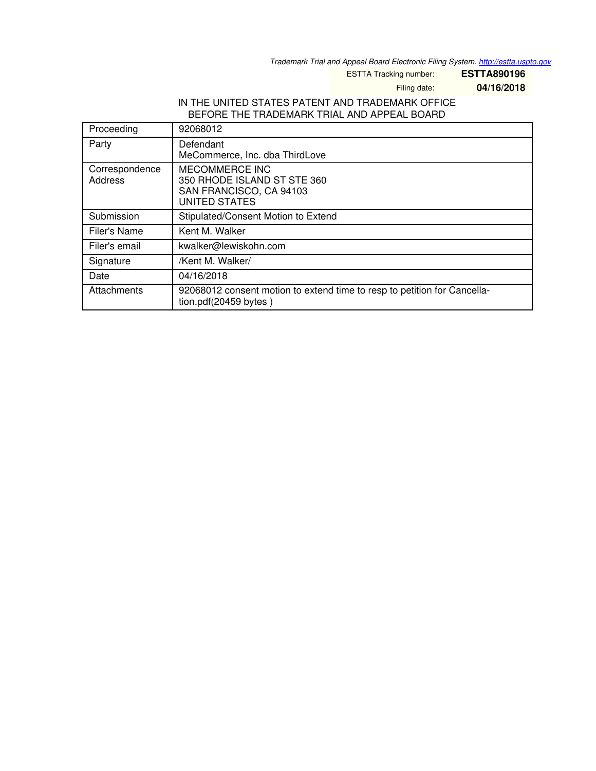*Trademark Trial and Appeal Board Electronic Filing System. http://estta.uspto.gov*

ESTTA Tracking number: **ESTTA890196**

Filing date: **04/16/2018**

IN THE UNITED STATES PATENT AND TRADEMARK OFFICE
BEFORE THE TRADEMARK TRIAL AND APPEAL BOARD

| | |
|---|---|
| Proceeding | 92068012 |
| Party | Defendant<br>MeCommerce, Inc. dba ThirdLove |
| Correspondence Address | MECOMMERCE INC<br>350 RHODE ISLAND ST STE 360<br>SAN FRANCISCO, CA 94103<br>UNITED STATES |
| Submission | Stipulated/Consent Motion to Extend |
| Filer's Name | Kent M. Walker |
| Filer's email | kwalker@lewiskohn.com |
| Signature | /Kent M. Walker/ |
| Date | 04/16/2018 |
| Attachments | 92068012 consent motion to extend time to resp to petition for Cancellation.pdf(20459 bytes ) |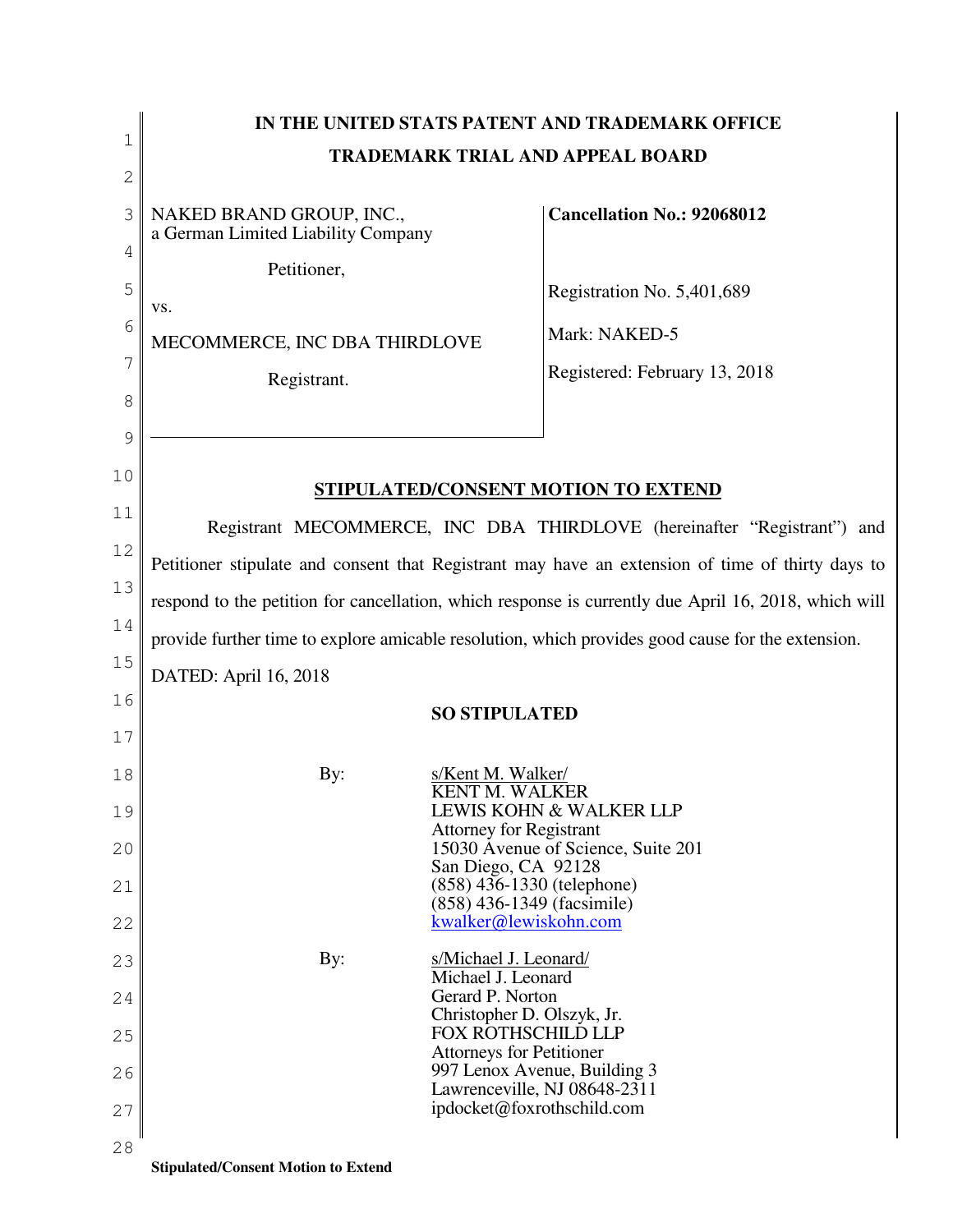**IN THE UNITED STATS PATENT AND TRADEMARK OFFICE**

**TRADEMARK TRIAL AND APPEAL BOARD**

| | |
|---|---|
| NAKED BRAND GROUP, INC.,<br>a German Limited Liability Company<br><br>Petitioner,<br><br>vs.<br><br>MECOMMERCE, INC DBA THIRDLOVE<br><br>Registrant. | **Cancellation No.: 92068012**<br><br>Registration No. 5,401,689<br><br>Mark: NAKED-5<br><br>Registered: February 13, 2018 |

**STIPULATED/CONSENT MOTION TO EXTEND**

Registrant MECOMMERCE, INC DBA THIRDLOVE (hereinafter "Registrant") and Petitioner stipulate and consent that Registrant may have an extension of time of thirty days to respond to the petition for cancellation, which response is currently due April 16, 2018, which will provide further time to explore amicable resolution, which provides good cause for the extension.

DATED: April 16, 2018

**SO STIPULATED**

By: s/Kent M. Walker/
KENT M. WALKER
LEWIS KOHN & WALKER LLP
Attorney for Registrant
15030 Avenue of Science, Suite 201
San Diego, CA 92128
(858) 436-1330 (telephone)
(858) 436-1349 (facsimile)
kwalker@lewiskohn.com

By: s/Michael J. Leonard/
Michael J. Leonard
Gerard P. Norton
Christopher D. Olszyk, Jr.
FOX ROTHSCHILD LLP
Attorneys for Petitioner
997 Lenox Avenue, Building 3
Lawrenceville, NJ 08648-2311
ipdocket@foxrothschild.com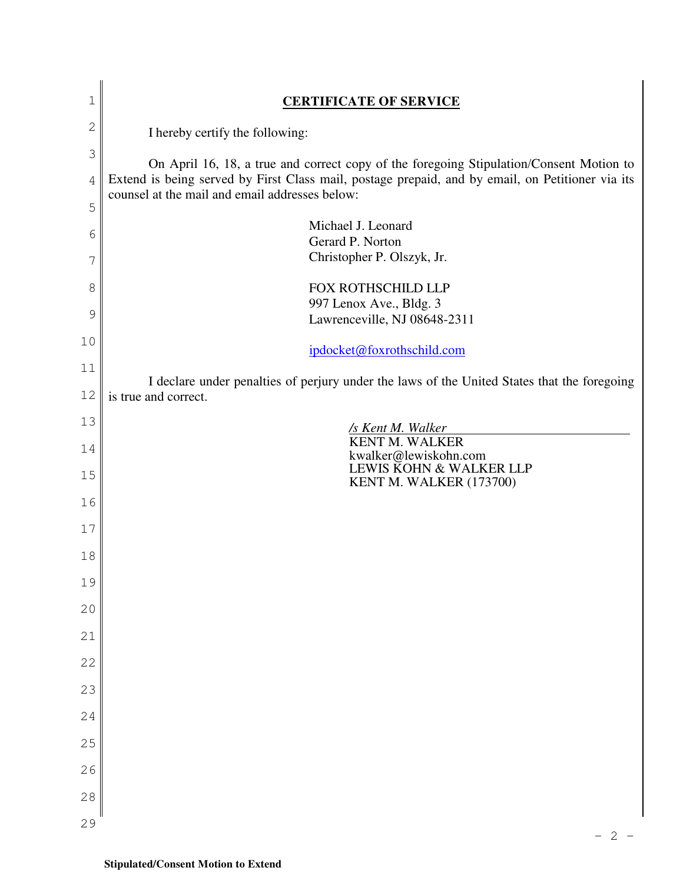# CERTIFICATE OF SERVICE

I hereby certify the following:

On April 16, 18, a true and correct copy of the foregoing Stipulation/Consent Motion to Extend is being served by First Class mail, postage prepaid, and by email, on Petitioner via its counsel at the mail and email addresses below:

Michael J. Leonard
Gerard P. Norton
Christopher P. Olszyk, Jr.

FOX ROTHSCHILD LLP
997 Lenox Ave., Bldg. 3
Lawrenceville, NJ 08648-2311

ipdocket@foxrothschild.com

I declare under penalties of perjury under the laws of the United States that the foregoing is true and correct.

*/s Kent M. Walker*
KENT M. WALKER
kwalker@lewiskohn.com
LEWIS KOHN & WALKER LLP
KENT M. WALKER (173700)

**Stipulated/Consent Motion to Extend**